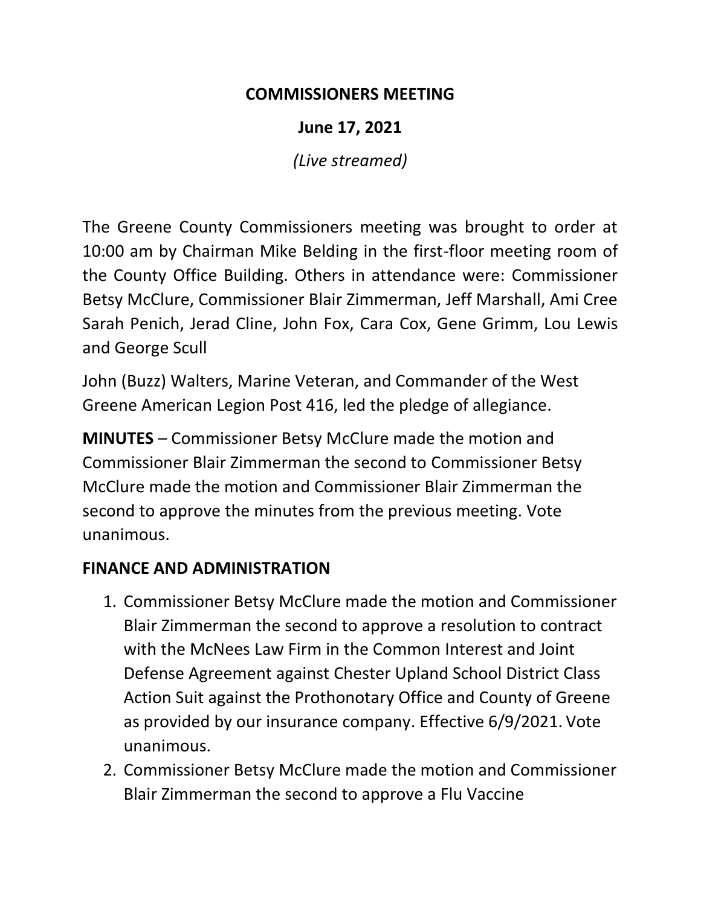# COMMISSIONERS MEETING

## June 17, 2021

*(Live streamed)*

The Greene County Commissioners meeting was brought to order at 10:00 am by Chairman Mike Belding in the first-floor meeting room of the County Office Building. Others in attendance were: Commissioner Betsy McClure, Commissioner Blair Zimmerman, Jeff Marshall, Ami Cree Sarah Penich, Jerad Cline, John Fox, Cara Cox, Gene Grimm, Lou Lewis and George Scull

John (Buzz) Walters, Marine Veteran, and Commander of the West Greene American Legion Post 416, led the pledge of allegiance.

**MINUTES** – Commissioner Betsy McClure made the motion and Commissioner Blair Zimmerman the second to Commissioner Betsy McClure made the motion and Commissioner Blair Zimmerman the second to approve the minutes from the previous meeting. Vote unanimous.

## FINANCE AND ADMINISTRATION

1. Commissioner Betsy McClure made the motion and Commissioner Blair Zimmerman the second to approve a resolution to contract with the McNees Law Firm in the Common Interest and Joint Defense Agreement against Chester Upland School District Class Action Suit against the Prothonotary Office and County of Greene as provided by our insurance company. Effective 6/9/2021. Vote unanimous.
2. Commissioner Betsy McClure made the motion and Commissioner Blair Zimmerman the second to approve a Flu Vaccine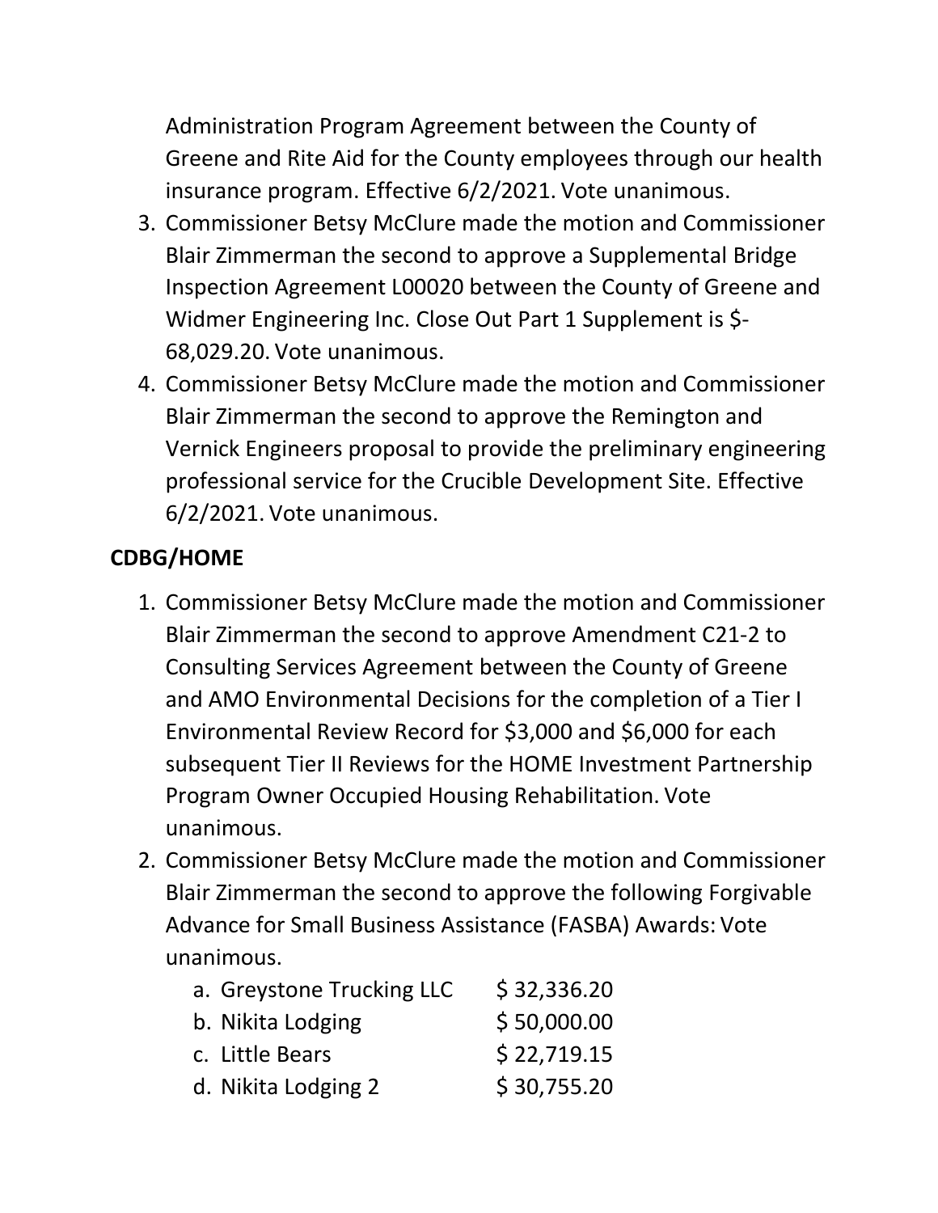Administration Program Agreement between the County of Greene and Rite Aid for the County employees through our health insurance program. Effective 6/2/2021. Vote unanimous.

3. Commissioner Betsy McClure made the motion and Commissioner Blair Zimmerman the second to approve a Supplemental Bridge Inspection Agreement L00020 between the County of Greene and Widmer Engineering Inc. Close Out Part 1 Supplement is $-68,029.20. Vote unanimous.
4. Commissioner Betsy McClure made the motion and Commissioner Blair Zimmerman the second to approve the Remington and Vernick Engineers proposal to provide the preliminary engineering professional service for the Crucible Development Site. Effective 6/2/2021. Vote unanimous.

**CDBG/HOME**

1. Commissioner Betsy McClure made the motion and Commissioner Blair Zimmerman the second to approve Amendment C21-2 to Consulting Services Agreement between the County of Greene and AMO Environmental Decisions for the completion of a Tier I Environmental Review Record for $3,000 and $6,000 for each subsequent Tier II Reviews for the HOME Investment Partnership Program Owner Occupied Housing Rehabilitation. Vote unanimous.
2. Commissioner Betsy McClure made the motion and Commissioner Blair Zimmerman the second to approve the following Forgivable Advance for Small Business Assistance (FASBA) Awards: Vote unanimous.
   a. Greystone Trucking LLC $ 32,336.20
   b. Nikita Lodging $ 50,000.00
   c. Little Bears $ 22,719.15
   d. Nikita Lodging 2 $ 30,755.20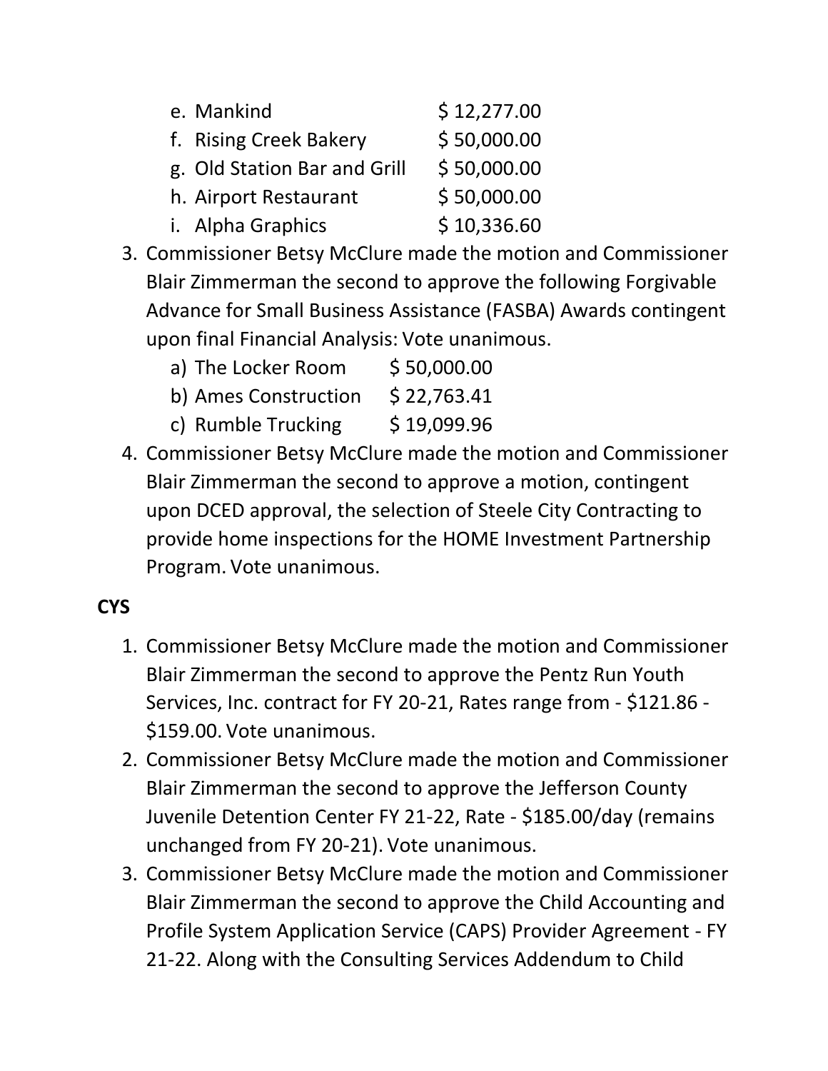e. Mankind $ 12,277.00
f. Rising Creek Bakery $ 50,000.00
g. Old Station Bar and Grill $ 50,000.00
h. Airport Restaurant $ 50,000.00
i. Alpha Graphics $ 10,336.60

3. Commissioner Betsy McClure made the motion and Commissioner Blair Zimmerman the second to approve the following Forgivable Advance for Small Business Assistance (FASBA) Awards contingent upon final Financial Analysis: Vote unanimous.
   a) The Locker Room $ 50,000.00
   b) Ames Construction $ 22,763.41
   c) Rumble Trucking $ 19,099.96
4. Commissioner Betsy McClure made the motion and Commissioner Blair Zimmerman the second to approve a motion, contingent upon DCED approval, the selection of Steele City Contracting to provide home inspections for the HOME Investment Partnership Program. Vote unanimous.

**CYS**

1. Commissioner Betsy McClure made the motion and Commissioner Blair Zimmerman the second to approve the Pentz Run Youth Services, Inc. contract for FY 20-21, Rates range from - $121.86 - $159.00. Vote unanimous.
2. Commissioner Betsy McClure made the motion and Commissioner Blair Zimmerman the second to approve the Jefferson County Juvenile Detention Center FY 21-22, Rate - $185.00/day (remains unchanged from FY 20-21). Vote unanimous.
3. Commissioner Betsy McClure made the motion and Commissioner Blair Zimmerman the second to approve the Child Accounting and Profile System Application Service (CAPS) Provider Agreement - FY 21-22. Along with the Consulting Services Addendum to Child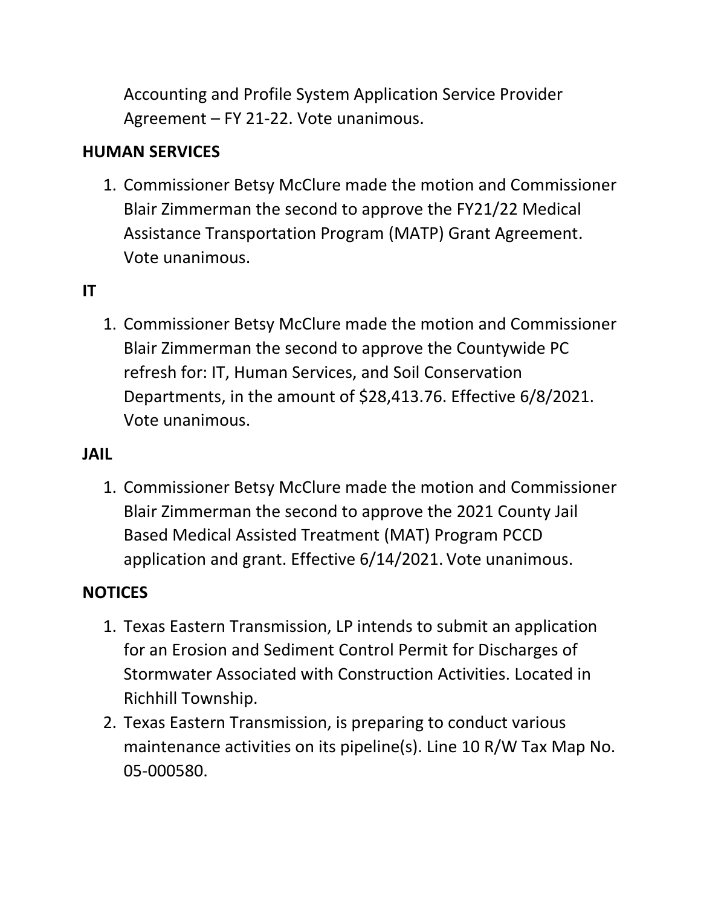Accounting and Profile System Application Service Provider Agreement – FY 21-22. Vote unanimous.

**HUMAN SERVICES**

1. Commissioner Betsy McClure made the motion and Commissioner Blair Zimmerman the second to approve the FY21/22 Medical Assistance Transportation Program (MATP) Grant Agreement. Vote unanimous.

**IT**

1. Commissioner Betsy McClure made the motion and Commissioner Blair Zimmerman the second to approve the Countywide PC refresh for: IT, Human Services, and Soil Conservation Departments, in the amount of $28,413.76. Effective 6/8/2021. Vote unanimous.

**JAIL**

1. Commissioner Betsy McClure made the motion and Commissioner Blair Zimmerman the second to approve the 2021 County Jail Based Medical Assisted Treatment (MAT) Program PCCD application and grant. Effective 6/14/2021. Vote unanimous.

**NOTICES**

1. Texas Eastern Transmission, LP intends to submit an application for an Erosion and Sediment Control Permit for Discharges of Stormwater Associated with Construction Activities. Located in Richhill Township.
2. Texas Eastern Transmission, is preparing to conduct various maintenance activities on its pipeline(s). Line 10 R/W Tax Map No. 05-000580.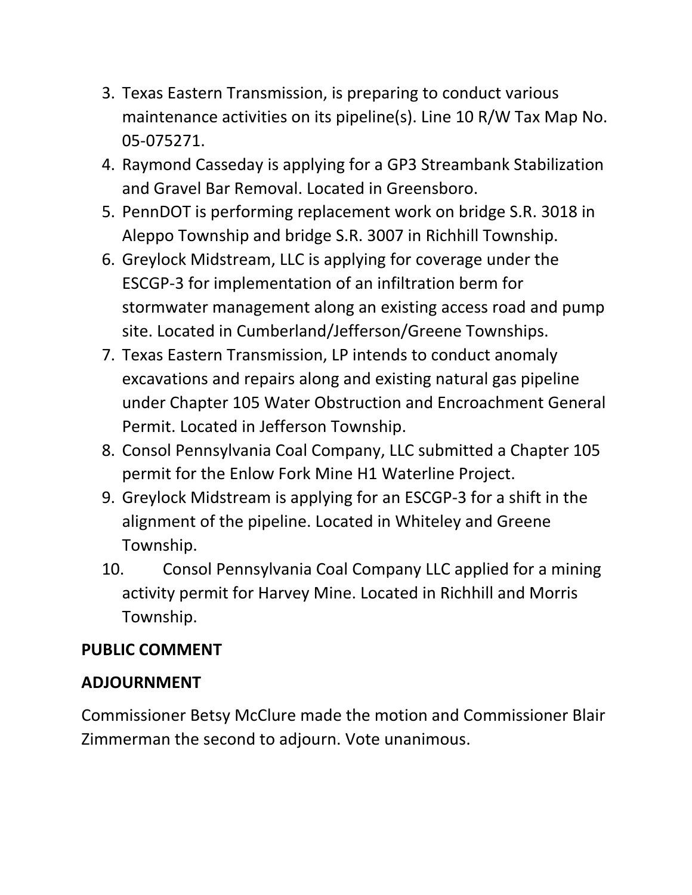3. Texas Eastern Transmission, is preparing to conduct various maintenance activities on its pipeline(s). Line 10 R/W Tax Map No. 05-075271.
4. Raymond Casseday is applying for a GP3 Streambank Stabilization and Gravel Bar Removal. Located in Greensboro.
5. PennDOT is performing replacement work on bridge S.R. 3018 in Aleppo Township and bridge S.R. 3007 in Richhill Township.
6. Greylock Midstream, LLC is applying for coverage under the ESCGP-3 for implementation of an infiltration berm for stormwater management along an existing access road and pump site. Located in Cumberland/Jefferson/Greene Townships.
7. Texas Eastern Transmission, LP intends to conduct anomaly excavations and repairs along and existing natural gas pipeline under Chapter 105 Water Obstruction and Encroachment General Permit. Located in Jefferson Township.
8. Consol Pennsylvania Coal Company, LLC submitted a Chapter 105 permit for the Enlow Fork Mine H1 Waterline Project.
9. Greylock Midstream is applying for an ESCGP-3 for a shift in the alignment of the pipeline. Located in Whiteley and Greene Township.
10. Consol Pennsylvania Coal Company LLC applied for a mining activity permit for Harvey Mine. Located in Richhill and Morris Township.

**PUBLIC COMMENT**

**ADJOURNMENT**

Commissioner Betsy McClure made the motion and Commissioner Blair Zimmerman the second to adjourn. Vote unanimous.